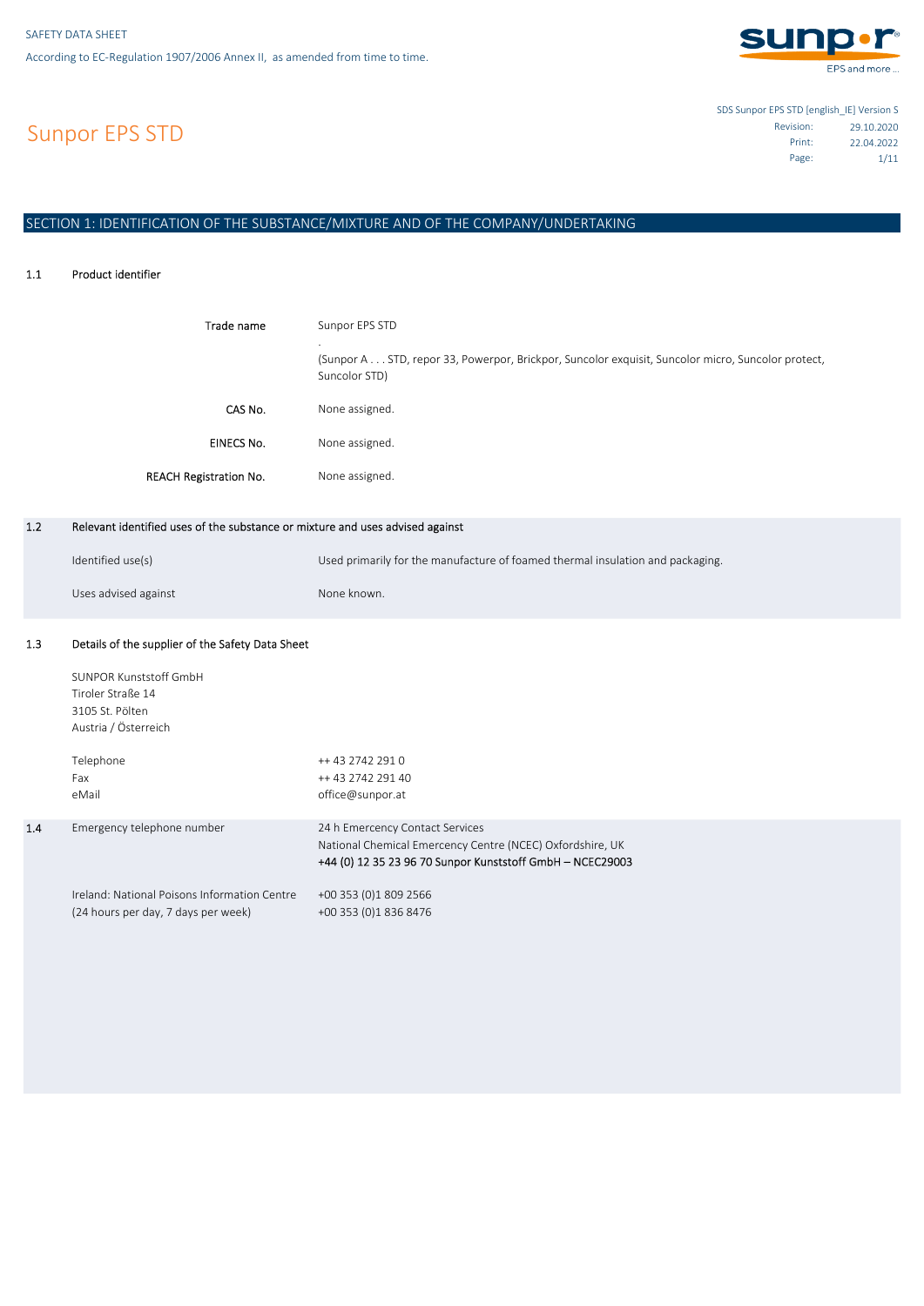SAFETY DATA SHEET

According to EC-Regulation 1907/2006 Annex II, as amended from time to time.

# Sunpor EPS STD

SDS Sunpor EPS STD [english_IE] Version S

| | |
|---|---|
| Revision: | 29.10.2020 |
| Print: | 22.04.2022 |

## SECTION 1: IDENTIFICATION OF THE SUBSTANCE/MIXTURE AND OF THE COMPANY/UNDERTAKING

### 1.1 Product identifier

| | |
|---|---|
| Trade name | Sunpor EPS STD<br>.<br>(Sunpor A . . . STD, repor 33, Powerpor, Brickpor, Suncolor exquisit, Suncolor micro, Suncolor protect, Suncolor STD) |
| CAS No. | None assigned. |
| EINECS No. | None assigned. |
| REACH Registration No. | None assigned. |

### 1.2 Relevant identified uses of the substance or mixture and uses advised against

| | |
|---|---|
| Identified use(s) | Used primarily for the manufacture of foamed thermal insulation and packaging. |
| Uses advised against | None known. |

### 1.3 Details of the supplier of the Safety Data Sheet

SUNPOR Kunststoff GmbH
Tiroler Straße 14
3105 St. Pölten
Austria / Österreich

| | |
|---|---|
| Telephone | ++ 43 2742 291 0 |
| Fax | ++ 43 2742 291 40 |
| eMail | office@sunpor.at |

### 1.4 Emergency telephone number

24 h Emercency Contact Services
National Chemical Emercency Centre (NCEC) Oxfordshire, UK
+44 (0) 12 35 23 96 70 Sunpor Kunststoff GmbH – NCEC29003

| | |
|---|---|
| Ireland: National Poisons Information Centre<br>(24 hours per day, 7 days per week) | +00 353 (0)1 809 2566<br>+00 353 (0)1 836 8476 |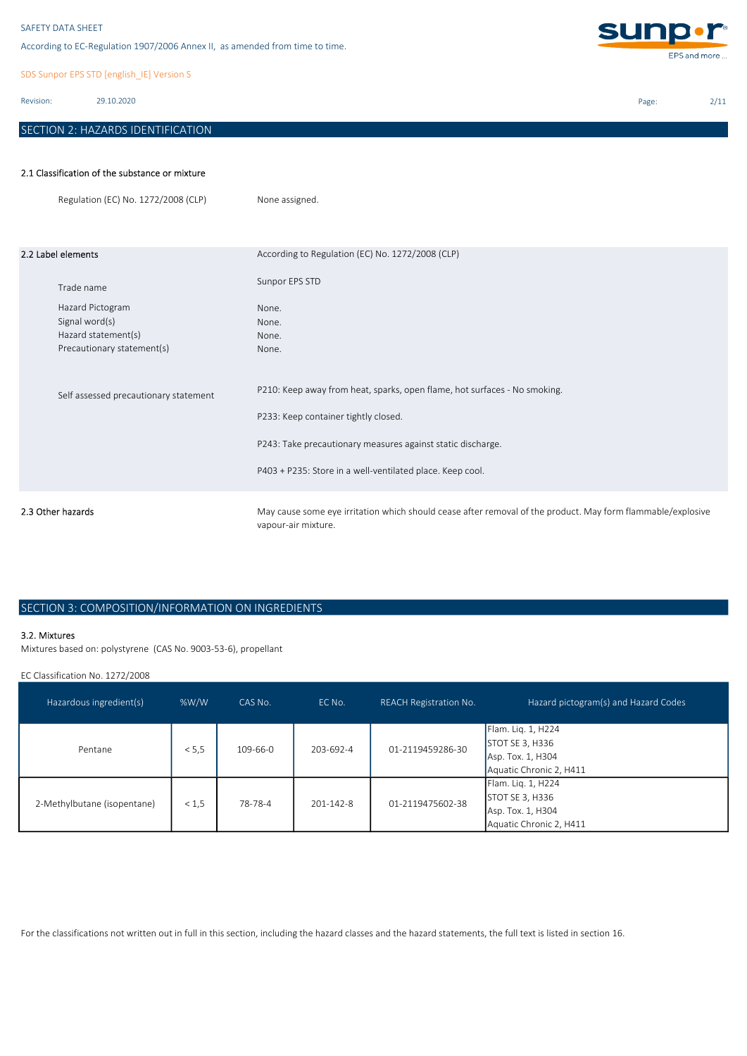## SECTION 2: HAZARDS IDENTIFICATION

### 2.1 Classification of the substance or mixture

| | |
|---|---|
| Regulation (EC) No. 1272/2008 (CLP) | None assigned. |

### 2.2 Label elements

According to Regulation (EC) No. 1272/2008 (CLP)

| | |
|---|---|
| Trade name | Sunpor EPS STD |
| Hazard Pictogram | None. |
| Signal word(s) | None. |
| Hazard statement(s) | None. |
| Precautionary statement(s) | None. |
| Self assessed precautionary statement | P210: Keep away from heat, sparks, open flame, hot surfaces - No smoking.<br>P233: Keep container tightly closed.<br>P243: Take precautionary measures against static discharge.<br>P403 + P235: Store in a well-ventilated place. Keep cool. |

### 2.3 Other hazards

May cause some eye irritation which should cease after removal of the product. May form flammable/explosive vapour-air mixture.

## SECTION 3: COMPOSITION/INFORMATION ON INGREDIENTS

### 3.2. Mixtures

Mixtures based on: polystyrene (CAS No. 9003-53-6), propellant

EC Classification No. 1272/2008

| Hazardous ingredient(s) | %W/W | CAS No. | EC No. | REACH Registration No. | Hazard pictogram(s) and Hazard Codes |
|---|---|---|---|---|---|
| Pentane | < 5,5 | 109-66-0 | 203-692-4 | 01-2119459286-30 | Flam. Liq. 1, H224<br>STOT SE 3, H336<br>Asp. Tox. 1, H304<br>Aquatic Chronic 2, H411 |
| 2-Methylbutane (isopentane) | < 1,5 | 78-78-4 | 201-142-8 | 01-2119475602-38 | Flam. Liq. 1, H224<br>STOT SE 3, H336<br>Asp. Tox. 1, H304<br>Aquatic Chronic 2, H411 |

For the classifications not written out in full in this section, including the hazard classes and the hazard statements, the full text is listed in section 16.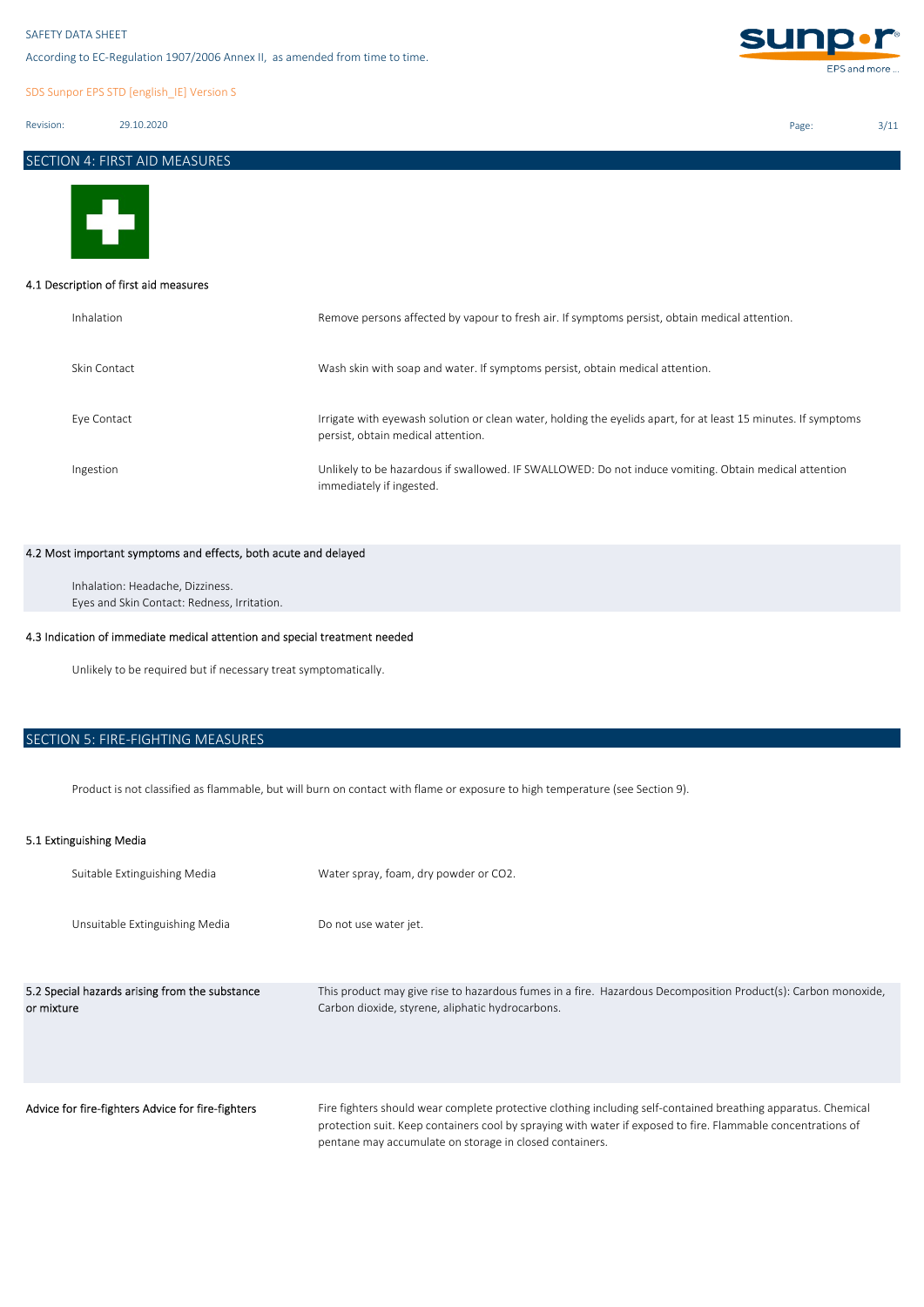## SECTION 4: FIRST AID MEASURES

### 4.1 Description of first aid measures

| | |
|---|---|
| Inhalation | Remove persons affected by vapour to fresh air. If symptoms persist, obtain medical attention. |
| Skin Contact | Wash skin with soap and water. If symptoms persist, obtain medical attention. |
| Eye Contact | Irrigate with eyewash solution or clean water, holding the eyelids apart, for at least 15 minutes. If symptoms persist, obtain medical attention. |
| Ingestion | Unlikely to be hazardous if swallowed. IF SWALLOWED: Do not induce vomiting. Obtain medical attention immediately if ingested. |

### 4.2 Most important symptoms and effects, both acute and delayed

Inhalation: Headache, Dizziness.
Eyes and Skin Contact: Redness, Irritation.

### 4.3 Indication of immediate medical attention and special treatment needed

Unlikely to be required but if necessary treat symptomatically.

## SECTION 5: FIRE-FIGHTING MEASURES

Product is not classified as flammable, but will burn on contact with flame or exposure to high temperature (see Section 9).

### 5.1 Extinguishing Media

| | |
|---|---|
| Suitable Extinguishing Media | Water spray, foam, dry powder or $CO_2$. |
| Unsuitable Extinguishing Media | Do not use water jet. |

| | |
|---|---|
| 5.2 Special hazards arising from the substance or mixture | This product may give rise to hazardous fumes in a fire. Hazardous Decomposition Product(s): Carbon monoxide, Carbon dioxide, styrene, aliphatic hydrocarbons. |
| Advice for fire-fighters Advice for fire-fighters | Fire fighters should wear complete protective clothing including self-contained breathing apparatus. Chemical protection suit. Keep containers cool by spraying with water if exposed to fire. Flammable concentrations of pentane may accumulate on storage in closed containers. |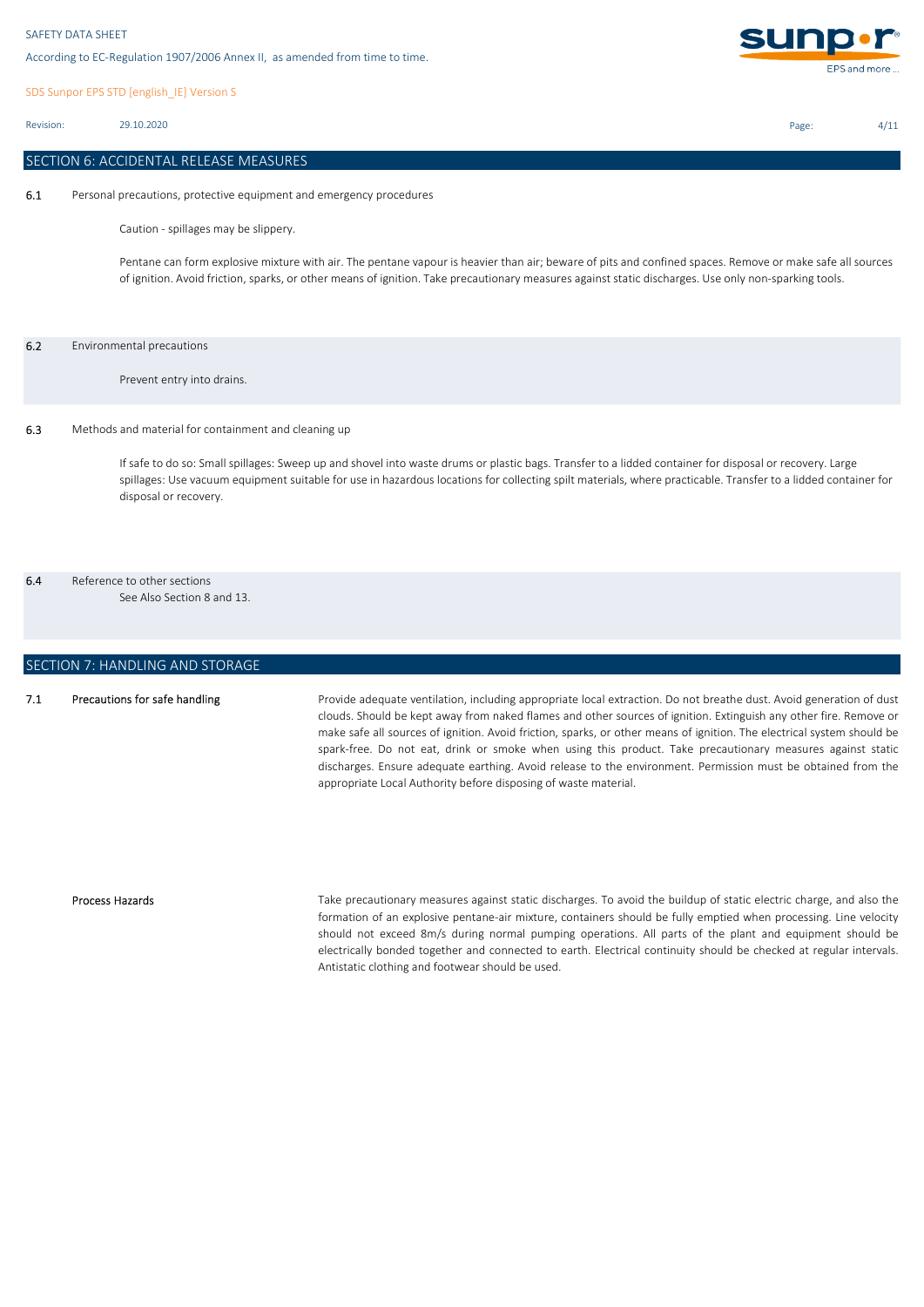## SECTION 6: ACCIDENTAL RELEASE MEASURES

**6.1** Personal precautions, protective equipment and emergency procedures

Caution - spillages may be slippery.

Pentane can form explosive mixture with air. The pentane vapour is heavier than air; beware of pits and confined spaces. Remove or make safe all sources of ignition. Avoid friction, sparks, or other means of ignition. Take precautionary measures against static discharges. Use only non-sparking tools.

**6.2** Environmental precautions

Prevent entry into drains.

**6.3** Methods and material for containment and cleaning up

If safe to do so: Small spillages: Sweep up and shovel into waste drums or plastic bags. Transfer to a lidded container for disposal or recovery. Large spillages: Use vacuum equipment suitable for use in hazardous locations for collecting spilt materials, where practicable. Transfer to a lidded container for disposal or recovery.

**6.4** Reference to other sections

See Also Section 8 and 13.

## SECTION 7: HANDLING AND STORAGE

**7.1** **Precautions for safe handling**

Provide adequate ventilation, including appropriate local extraction. Do not breathe dust. Avoid generation of dust clouds. Should be kept away from naked flames and other sources of ignition. Extinguish any other fire. Remove or make safe all sources of ignition. Avoid friction, sparks, or other means of ignition. The electrical system should be spark-free. Do not eat, drink or smoke when using this product. Take precautionary measures against static discharges. Ensure adequate earthing. Avoid release to the environment. Permission must be obtained from the appropriate Local Authority before disposing of waste material.

**Process Hazards**

Take precautionary measures against static discharges. To avoid the buildup of static electric charge, and also the formation of an explosive pentane-air mixture, containers should be fully emptied when processing. Line velocity should not exceed 8m/s during normal pumping operations. All parts of the plant and equipment should be electrically bonded together and connected to earth. Electrical continuity should be checked at regular intervals. Antistatic clothing and footwear should be used.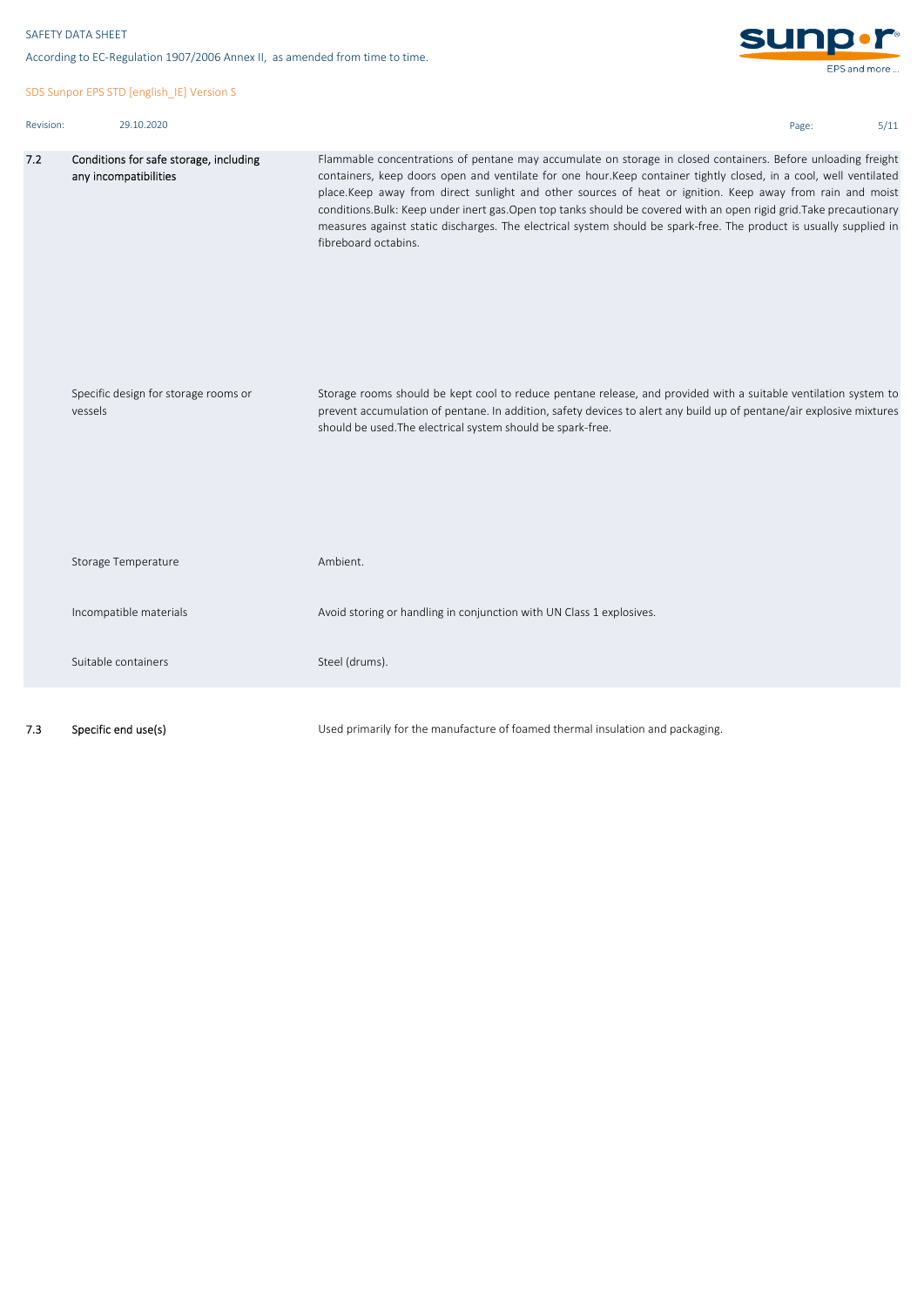| | | |
|---|---|---|
| 7.2 | Conditions for safe storage, including any incompatibilities | Flammable concentrations of pentane may accumulate on storage in closed containers. Before unloading freight containers, keep doors open and ventilate for one hour.Keep container tightly closed, in a cool, well ventilated place.Keep away from direct sunlight and other sources of heat or ignition. Keep away from rain and moist conditions.Bulk: Keep under inert gas.Open top tanks should be covered with an open rigid grid.Take precautionary measures against static discharges. The electrical system should be spark-free. The product is usually supplied in fibreboard octabins. |
| | Specific design for storage rooms or vessels | Storage rooms should be kept cool to reduce pentane release, and provided with a suitable ventilation system to prevent accumulation of pentane. In addition, safety devices to alert any build up of pentane/air explosive mixtures should be used.The electrical system should be spark-free. |
| | Storage Temperature | Ambient. |
| | Incompatible materials | Avoid storing or handling in conjunction with UN Class 1 explosives. |
| | Suitable containers | Steel (drums). |
| 7.3 | Specific end use(s) | Used primarily for the manufacture of foamed thermal insulation and packaging. |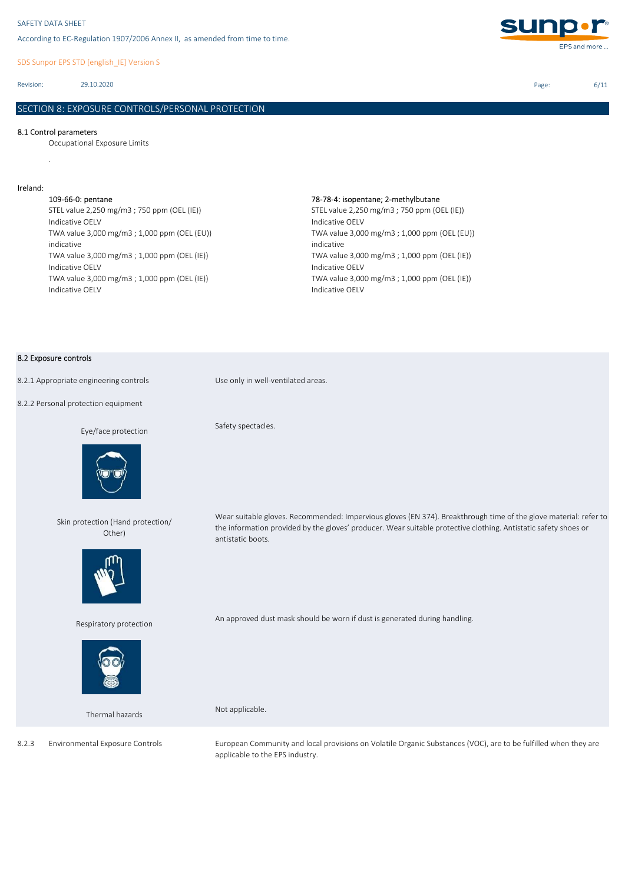## SECTION 8: EXPOSURE CONTROLS/PERSONAL PROTECTION

### 8.1 Control parameters

Occupational Exposure Limits

.

**Ireland:**

109-66-0: pentane
STEL value 2,250 mg/m3 ; 750 ppm (OEL (IE))
Indicative OELV
TWA value 3,000 mg/m3 ; 1,000 ppm (OEL (EU))
indicative
TWA value 3,000 mg/m3 ; 1,000 ppm (OEL (IE))
Indicative OELV
TWA value 3,000 mg/m3 ; 1,000 ppm (OEL (IE))
Indicative OELV

78-78-4: isopentane; 2-methylbutane
STEL value 2,250 mg/m3 ; 750 ppm (OEL (IE))
Indicative OELV
TWA value 3,000 mg/m3 ; 1,000 ppm (OEL (EU))
indicative
TWA value 3,000 mg/m3 ; 1,000 ppm (OEL (IE))
Indicative OELV
TWA value 3,000 mg/m3 ; 1,000 ppm (OEL (IE))
Indicative OELV

### 8.2 Exposure controls

**8.2.1 Appropriate engineering controls**

Use only in well-ventilated areas.

**8.2.2 Personal protection equipment**

Eye/face protection

Safety spectacles.

Skin protection (Hand protection/ Other)

Wear suitable gloves. Recommended: Impervious gloves (EN 374). Breakthrough time of the glove material: refer to the information provided by the gloves' producer. Wear suitable protective clothing. Antistatic safety shoes or antistatic boots.

Respiratory protection

An approved dust mask should be worn if dust is generated during handling.

Thermal hazards

Not applicable.

**8.2.3 Environmental Exposure Controls**

European Community and local provisions on Volatile Organic Substances (VOC), are to be fulfilled when they are applicable to the EPS industry.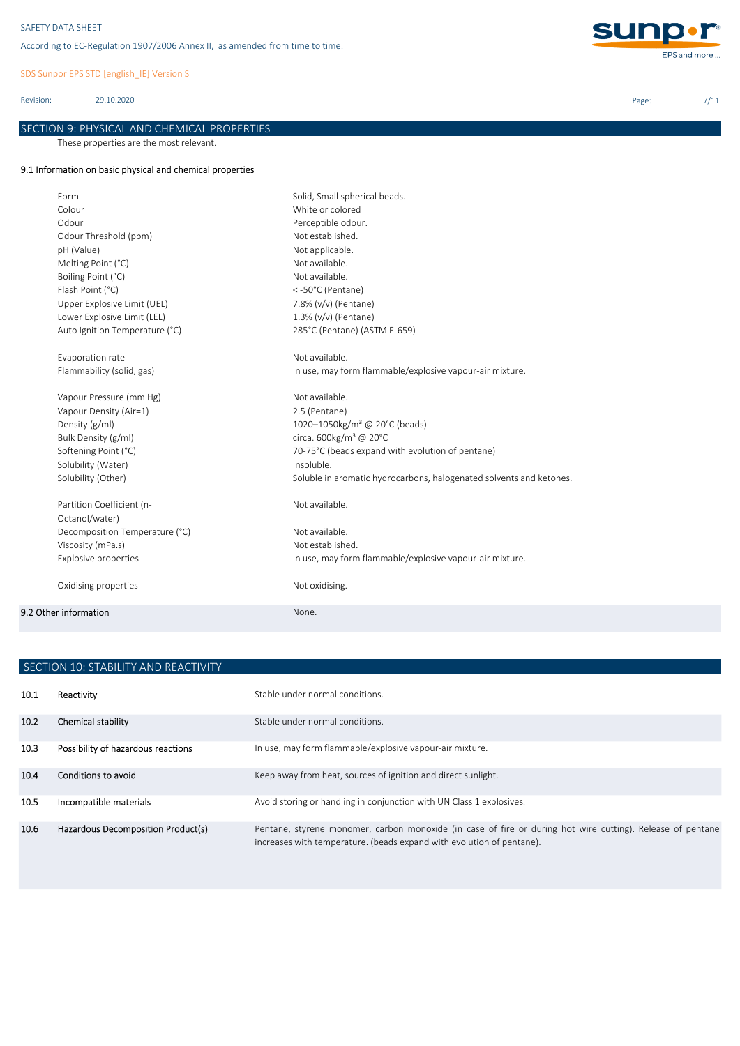## SECTION 9: PHYSICAL AND CHEMICAL PROPERTIES

These properties are the most relevant.

### 9.1 Information on basic physical and chemical properties

| Property | Value |
|---|---|
| Form | Solid, Small spherical beads. |
| Colour | White or colored |
| Odour | Perceptible odour. |
| Odour Threshold (ppm) | Not established. |
| pH (Value) | Not applicable. |
| Melting Point (°C) | Not available. |
| Boiling Point (°C) | Not available. |
| Flash Point (°C) | < -50°C (Pentane) |
| Upper Explosive Limit (UEL) | 7.8% (v/v) (Pentane) |
| Lower Explosive Limit (LEL) | 1.3% (v/v) (Pentane) |
| Auto Ignition Temperature (°C) | 285°C (Pentane) (ASTM E-659) |
| Evaporation rate | Not available. |
| Flammability (solid, gas) | In use, may form flammable/explosive vapour-air mixture. |
| Vapour Pressure (mm Hg) | Not available. |
| Vapour Density (Air=1) | 2.5 (Pentane) |
| Density (g/ml) | 1020–1050kg/m³ @ 20°C (beads) |
| Bulk Density (g/ml) | circa. 600kg/m³ @ 20°C |
| Softening Point (°C) | 70-75°C (beads expand with evolution of pentane) |
| Solubility (Water) | Insoluble. |
| Solubility (Other) | Soluble in aromatic hydrocarbons, halogenated solvents and ketones. |
| Partition Coefficient (n-Octanol/water) | Not available. |
| Decomposition Temperature (°C) | Not available. |
| Viscosity (mPa.s) | Not established. |
| Explosive properties | In use, may form flammable/explosive vapour-air mixture. |
| Oxidising properties | Not oxidising. |

### 9.2 Other information

None.

## SECTION 10: STABILITY AND REACTIVITY

| | | |
|---|---|---|
| 10.1 | Reactivity | Stable under normal conditions. |
| 10.2 | Chemical stability | Stable under normal conditions. |
| 10.3 | Possibility of hazardous reactions | In use, may form flammable/explosive vapour-air mixture. |
| 10.4 | Conditions to avoid | Keep away from heat, sources of ignition and direct sunlight. |
| 10.5 | Incompatible materials | Avoid storing or handling in conjunction with UN Class 1 explosives. |
| 10.6 | Hazardous Decomposition Product(s) | Pentane, styrene monomer, carbon monoxide (in case of fire or during hot wire cutting). Release of pentane increases with temperature. (beads expand with evolution of pentane). |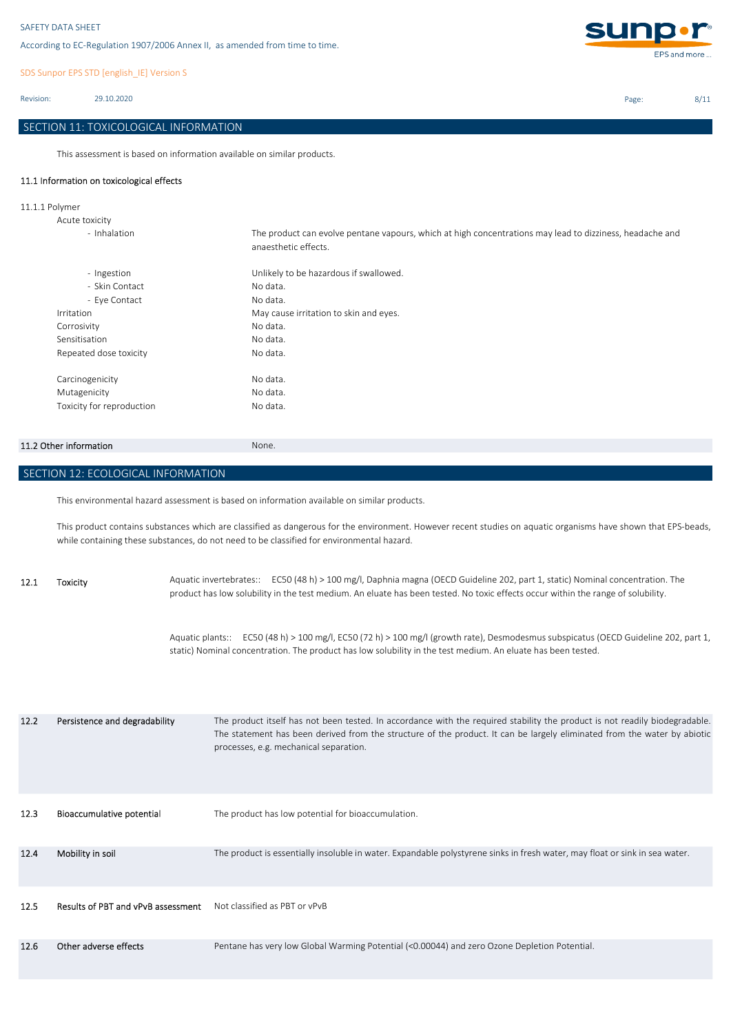## SECTION 11: TOXICOLOGICAL INFORMATION

This assessment is based on information available on similar products.

### 11.1 Information on toxicological effects

#### 11.1.1 Polymer

| | |
|---|---|
| Acute toxicity | |
| - Inhalation | The product can evolve pentane vapours, which at high concentrations may lead to dizziness, headache and anaesthetic effects. |
| - Ingestion | Unlikely to be hazardous if swallowed. |
| - Skin Contact | No data. |
| - Eye Contact | No data. |
| Irritation | May cause irritation to skin and eyes. |
| Corrosivity | No data. |
| Sensitisation | No data. |
| Repeated dose toxicity | No data. |
| Carcinogenicity | No data. |
| Mutagenicity | No data. |
| Toxicity for reproduction | No data. |

### 11.2 Other information

None.

## SECTION 12: ECOLOGICAL INFORMATION

This environmental hazard assessment is based on information available on similar products.

This product contains substances which are classified as dangerous for the environment. However recent studies on aquatic organisms have shown that EPS-beads, while containing these substances, do not need to be classified for environmental hazard.

| | | |
|---|---|---|
| 12.1 | Toxicity | Aquatic invertebrates:: EC50 (48 h) > 100 mg/l, Daphnia magna (OECD Guideline 202, part 1, static) Nominal concentration. The product has low solubility in the test medium. An eluate has been tested. No toxic effects occur within the range of solubility.<br><br>Aquatic plants:: EC50 (48 h) > 100 mg/l, EC50 (72 h) > 100 mg/l (growth rate), Desmodesmus subspicatus (OECD Guideline 202, part 1, static) Nominal concentration. The product has low solubility in the test medium. An eluate has been tested. |
| 12.2 | Persistence and degradability | The product itself has not been tested. In accordance with the required stability the product is not readily biodegradable. The statement has been derived from the structure of the product. It can be largely eliminated from the water by abiotic processes, e.g. mechanical separation. |
| 12.3 | Bioaccumulative potential | The product has low potential for bioaccumulation. |
| 12.4 | Mobility in soil | The product is essentially insoluble in water. Expandable polystyrene sinks in fresh water, may float or sink in sea water. |
| 12.5 | Results of PBT and vPvB assessment | Not classified as PBT or vPvB |
| 12.6 | Other adverse effects | Pentane has very low Global Warming Potential (<0.00044) and zero Ozone Depletion Potential. |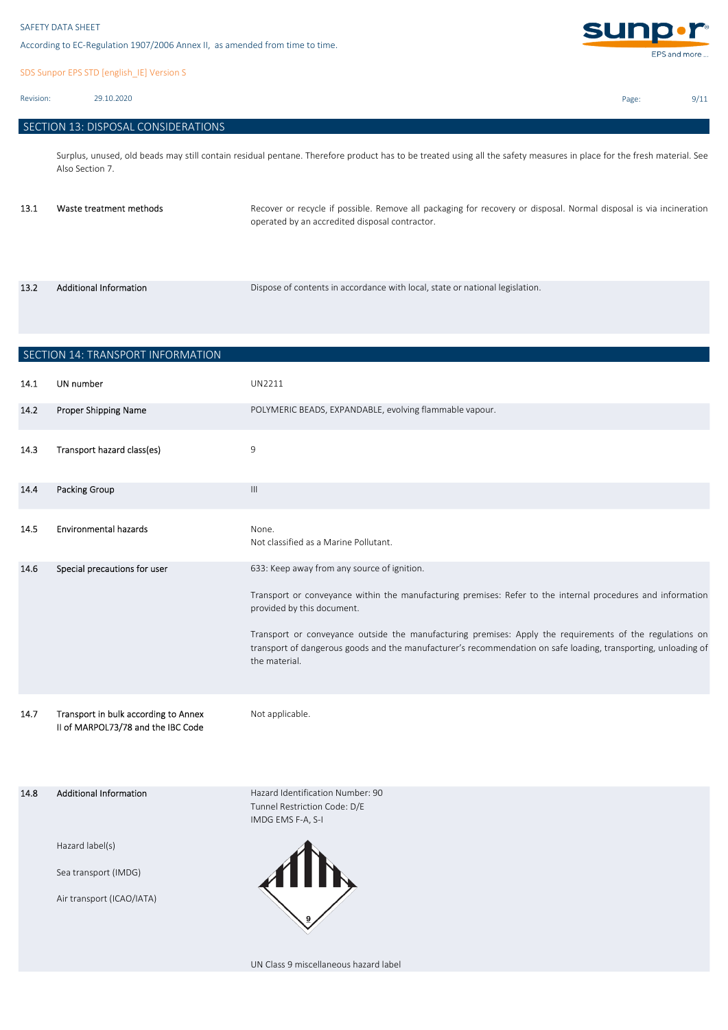## SECTION 13: DISPOSAL CONSIDERATIONS

Surplus, unused, old beads may still contain residual pentane. Therefore product has to be treated using all the safety measures in place for the fresh material. See Also Section 7.

| | | |
|---|---|---|
| 13.1 | Waste treatment methods | Recover or recycle if possible. Remove all packaging for recovery or disposal. Normal disposal is via incineration operated by an accredited disposal contractor. |
| 13.2 | Additional Information | Dispose of contents in accordance with local, state or national legislation. |

## SECTION 14: TRANSPORT INFORMATION

| | | |
|---|---|---|
| 14.1 | UN number | UN2211 |
| 14.2 | Proper Shipping Name | POLYMERIC BEADS, EXPANDABLE, evolving flammable vapour. |
| 14.3 | Transport hazard class(es) | 9 |
| 14.4 | Packing Group | III |
| 14.5 | Environmental hazards | None.<br>Not classified as a Marine Pollutant. |
| 14.6 | Special precautions for user | 633: Keep away from any source of ignition.<br><br>Transport or conveyance within the manufacturing premises: Refer to the internal procedures and information provided by this document.<br><br>Transport or conveyance outside the manufacturing premises: Apply the requirements of the regulations on transport of dangerous goods and the manufacturer's recommendation on safe loading, transporting, unloading of the material. |
| 14.7 | Transport in bulk according to Annex II of MARPOL73/78 and the IBC Code | Not applicable. |
| 14.8 | Additional Information | Hazard Identification Number: 90<br>Tunnel Restriction Code: D/E<br>IMDG EMS F-A, S-I |
| | Hazard label(s)<br><br>Sea transport (IMDG)<br><br>Air transport (ICAO/IATA) | UN Class 9 miscellaneous hazard label |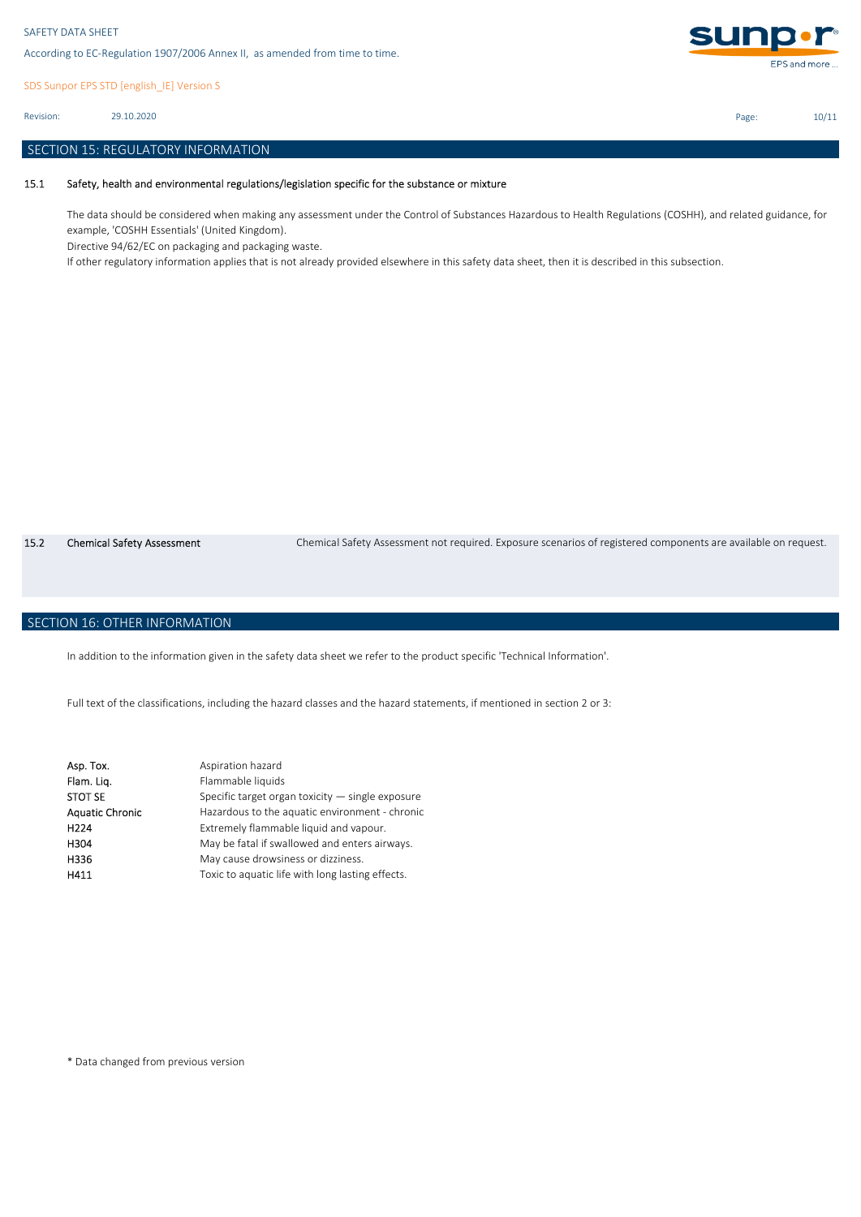## SECTION 15: REGULATORY INFORMATION

### 15.1 Safety, health and environmental regulations/legislation specific for the substance or mixture

The data should be considered when making any assessment under the Control of Substances Hazardous to Health Regulations (COSHH), and related guidance, for example, 'COSHH Essentials' (United Kingdom).

Directive 94/62/EC on packaging and packaging waste.

If other regulatory information applies that is not already provided elsewhere in this safety data sheet, then it is described in this subsection.

### 15.2 Chemical Safety Assessment

Chemical Safety Assessment not required. Exposure scenarios of registered components are available on request.

## SECTION 16: OTHER INFORMATION

In addition to the information given in the safety data sheet we refer to the product specific 'Technical Information'.

Full text of the classifications, including the hazard classes and the hazard statements, if mentioned in section 2 or 3:

| | |
|---|---|
| Asp. Tox. | Aspiration hazard |
| Flam. Liq. | Flammable liquids |
| STOT SE | Specific target organ toxicity — single exposure |
| Aquatic Chronic | Hazardous to the aquatic environment - chronic |
| H224 | Extremely flammable liquid and vapour. |
| H304 | May be fatal if swallowed and enters airways. |
| H336 | May cause drowsiness or dizziness. |
| H411 | Toxic to aquatic life with long lasting effects. |

* Data changed from previous version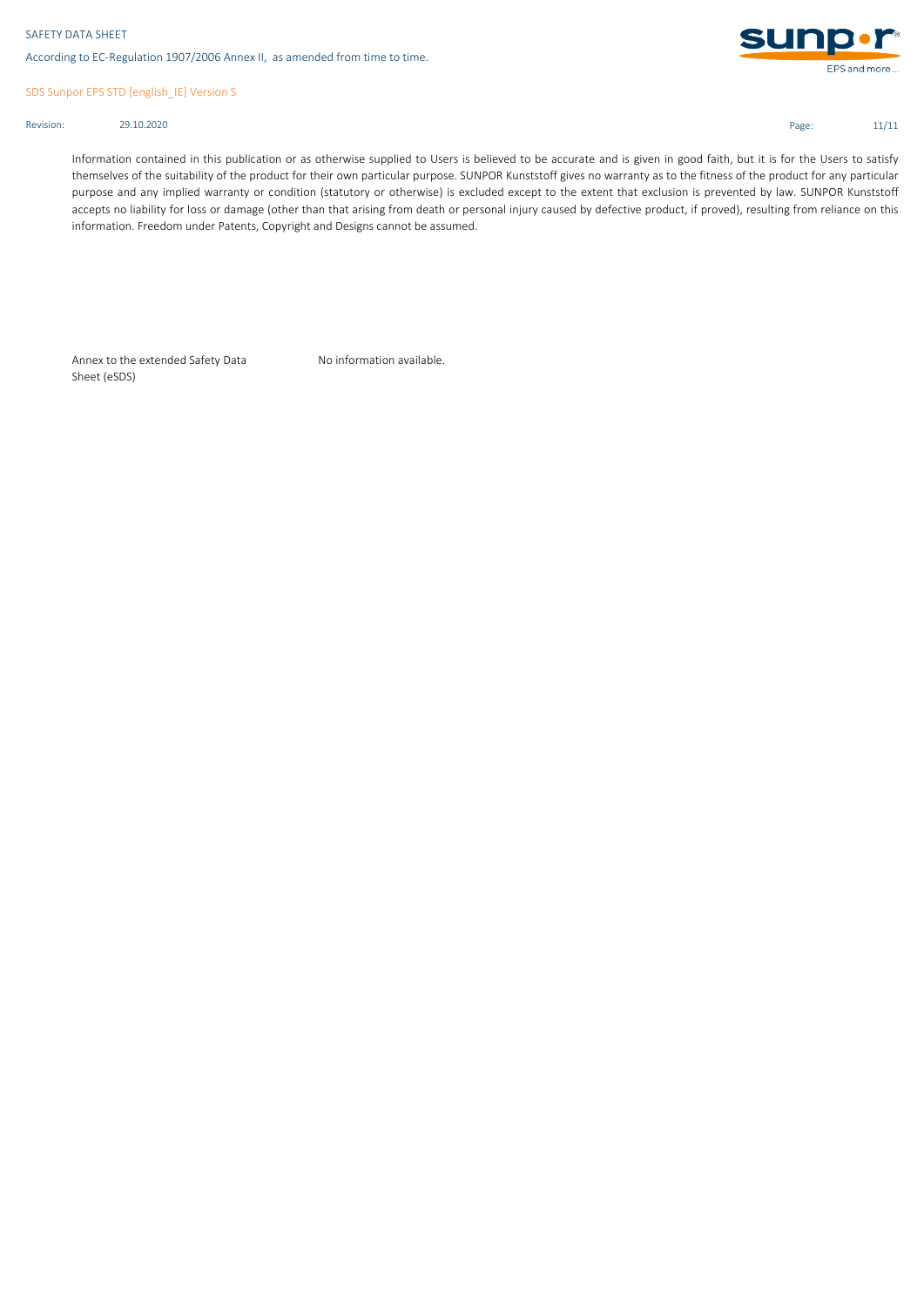Information contained in this publication or as otherwise supplied to Users is believed to be accurate and is given in good faith, but it is for the Users to satisfy themselves of the suitability of the product for their own particular purpose. SUNPOR Kunststoff gives no warranty as to the fitness of the product for any particular purpose and any implied warranty or condition (statutory or otherwise) is excluded except to the extent that exclusion is prevented by law. SUNPOR Kunststoff accepts no liability for loss or damage (other than that arising from death or personal injury caused by defective product, if proved), resulting from reliance on this information. Freedom under Patents, Copyright and Designs cannot be assumed.

| | |
|---|---|
| Annex to the extended Safety Data Sheet (eSDS) | No information available. |